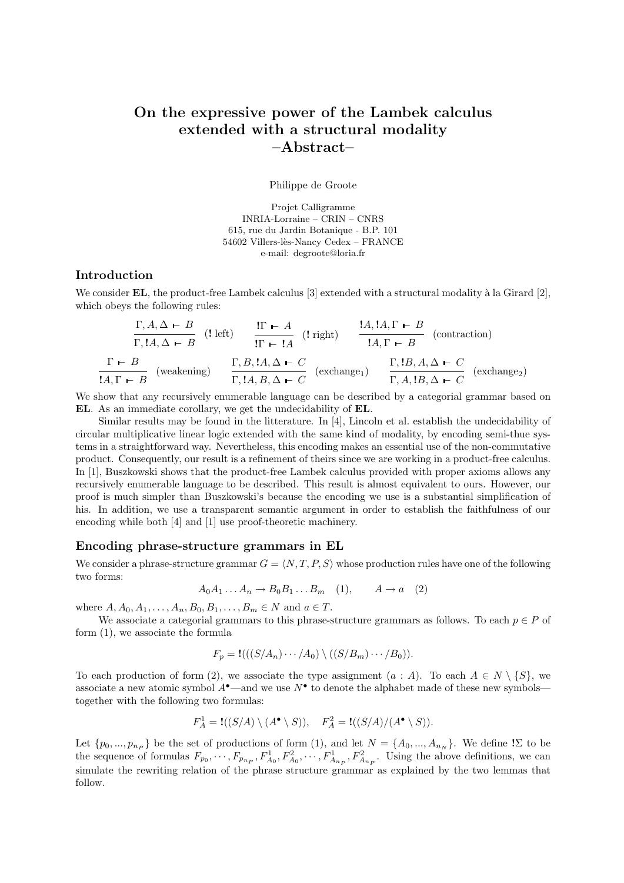# On the expressive power of the Lambek calculus extended with a structural modality –Abstract–

Philippe de Groote

Projet Calligramme
INRIA-Lorraine – CRIN – CNRS
615, rue du Jardin Botanique - B.P. 101
54602 Villers-lès-Nancy Cedex – FRANCE
e-mail: degroote@loria.fr

## Introduction

We consider **EL**, the product-free Lambek calculus [3] extended with a structural modality à la Girard [2], which obeys the following rules:

$$\frac{\Gamma, A, \Delta \vdash B}{\Gamma, !A, \Delta \vdash B}\ (!\text{ left}) \qquad \frac{!\Gamma \vdash A}{!\Gamma \vdash !A}\ (!\text{ right}) \qquad \frac{!A, !A, \Gamma \vdash B}{!A, \Gamma \vdash B}\ (\text{contraction})$$

$$\frac{\Gamma \vdash B}{!A, \Gamma \vdash B}\ (\text{weakening}) \qquad \frac{\Gamma, B, !A, \Delta \vdash C}{\Gamma, !A, B, \Delta \vdash C}\ (\text{exchange}_1) \qquad \frac{\Gamma, !B, A, \Delta \vdash C}{\Gamma, A, !B, \Delta \vdash C}\ (\text{exchange}_2)$$

We show that any recursively enumerable language can be described by a categorial grammar based on **EL**. As an immediate corollary, we get the undecidability of **EL**.

Similar results may be found in the litterature. In [4], Lincoln et al. establish the undecidability of circular multiplicative linear logic extended with the same kind of modality, by encoding semi-thue systems in a straightforward way. Nevertheless, this encoding makes an essential use of the non-commutative product. Consequently, our result is a refinement of theirs since we are working in a product-free calculus. In [1], Buszkowski shows that the product-free Lambek calculus provided with proper axioms allows any recursively enumerable language to be described. This result is almost equivalent to ours. However, our proof is much simpler than Buszkowski's because the encoding we use is a substantial simplification of his. In addition, we use a transparent semantic argument in order to establish the faithfulness of our encoding while both [4] and [1] use proof-theoretic machinery.

## Encoding phrase-structure grammars in EL

We consider a phrase-structure grammar $G = \langle N, T, P, S\rangle$ whose production rules have one of the following two forms:

$$A_0 A_1 \ldots A_n \rightarrow B_0 B_1 \ldots B_m \quad (1), \qquad A \rightarrow a \quad (2)$$

where $A, A_0, A_1, \ldots, A_n, B_0, B_1, \ldots, B_m \in N$ and $a \in T$.

We associate a categorial grammars to this phrase-structure grammars as follows. To each $p \in P$ of form (1), we associate the formula

$$F_p = !(((S/A_n)\cdots/A_0)\setminus((S/B_m)\cdots/B_0)).$$

To each production of form (2), we associate the type assignment $(a : A)$. To each $A \in N \setminus \{S\}$, we associate a new atomic symbol $A^\bullet$—and we use $N^\bullet$ to denote the alphabet made of these new symbols—together with the following two formulas:

$$F_A^1 = !((S/A)\setminus(A^\bullet \setminus S)), \quad F_A^2 = !((S/A)/(A^\bullet \setminus S)).$$

Let $\{p_0, ..., p_{n_P}\}$ be the set of productions of form (1), and let $N = \{A_0, ..., A_{n_N}\}$. We define $!\Sigma$ to be the sequence of formulas $F_{p_0}, \cdots, F_{p_{n_P}}, F_{A_0}^1, F_{A_0}^2, \cdots, F_{A_{n_P}}^1, F_{A_{n_P}}^2$. Using the above definitions, we can simulate the rewriting relation of the phrase structure grammar as explained by the two lemmas that follow.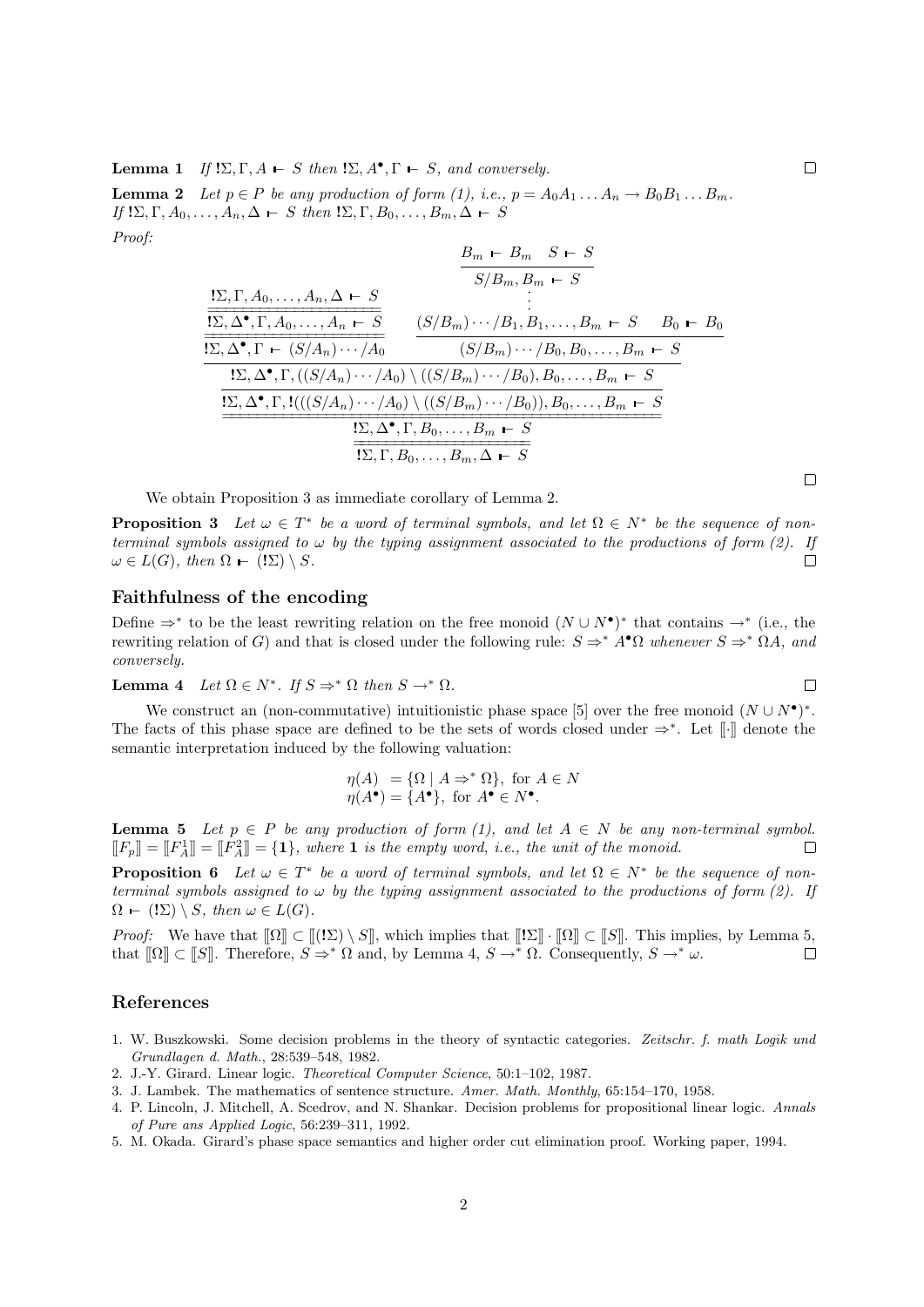**Lemma 1** *If* $!\Sigma, \Gamma, A \vdash S$ *then* $!\Sigma, A^\bullet, \Gamma \vdash S$*, and conversely.* $\square$

**Lemma 2** *Let* $p \in P$ *be any production of form (1), i.e.,* $p = A_0 A_1 \ldots A_n \to B_0 B_1 \ldots B_m$*. If* $!\Sigma, \Gamma, A_0, \ldots, A_n, \Delta \vdash S$ *then* $!\Sigma, \Gamma, B_0, \ldots, B_m, \Delta \vdash S$

*Proof:*

$$
\dfrac{\dfrac{\dfrac{\dfrac{!\Sigma, \Gamma, A_0, \ldots, A_n, \Delta \vdash S}{!\Sigma, \Delta^\bullet, \Gamma, A_0, \ldots, A_n \vdash S}}{!\Sigma, \Delta^\bullet, \Gamma \vdash (S/A_n)\cdots/A_0} \quad \dfrac{\dfrac{\dfrac{B_m \vdash B_m \quad S \vdash S}{S/B_m, B_m \vdash S}}{\vdots}}{\dfrac{(S/B_m)\cdots/B_1, B_1, \ldots, B_m \vdash S \quad B_0 \vdash B_0}{(S/B_m)\cdots/B_0, B_0, \ldots, B_m \vdash S}}}{\dfrac{!\Sigma, \Delta^\bullet, \Gamma, ((S/A_n)\cdots/A_0) \setminus ((S/B_m)\cdots/B_0), B_0, \ldots, B_m \vdash S}{\dfrac{!\Sigma, \Delta^\bullet, \Gamma, !(((S/A_n)\cdots/A_0) \setminus ((S/B_m)\cdots/B_0)), B_0, \ldots, B_m \vdash S}{\dfrac{!\Sigma, \Delta^\bullet, \Gamma, B_0, \ldots, B_m \vdash S}{!\Sigma, \Gamma, B_0, \ldots, B_m, \Delta \vdash S}}}}}
$$

$\square$

We obtain Proposition 3 as immediate corollary of Lemma 2.

**Proposition 3** *Let* $\omega \in T^*$ *be a word of terminal symbols, and let* $\Omega \in N^*$ *be the sequence of non-terminal symbols assigned to* $\omega$ *by the typing assignment associated to the productions of form (2). If* $\omega \in L(G)$*, then* $\Omega \vdash (!\Sigma) \setminus S$*.* $\square$

## Faithfulness of the encoding

Define $\Rightarrow^*$ to be the least rewriting relation on the free monoid $(N \cup N^\bullet)^*$ that contains $\to^*$ (i.e., the rewriting relation of $G$) and that is closed under the following rule: *$S \Rightarrow^* A^\bullet \Omega$ whenever $S \Rightarrow^* \Omega A$, and conversely.*

**Lemma 4** *Let* $\Omega \in N^*$*. If* $S \Rightarrow^* \Omega$ *then* $S \to^* \Omega$*.* $\square$

We construct an (non-commutative) intuitionistic phase space [5] over the free monoid $(N \cup N^\bullet)^*$. The facts of this phase space are defined to be the sets of words closed under $\Rightarrow^*$. Let $[\![\cdot]\!]$ denote the semantic interpretation induced by the following valuation:

$$
\begin{aligned}
\eta(A) &= \{\Omega \mid A \Rightarrow^* \Omega\}, \text{ for } A \in N \\
\eta(A^\bullet) &= \{A^\bullet\}, \text{ for } A^\bullet \in N^\bullet.
\end{aligned}
$$

**Lemma 5** *Let* $p \in P$ *be any production of form (1), and let* $A \in N$ *be any non-terminal symbol.* $[\![F_p]\!] = [\![F_A^1]\!] = [\![F_A^2]\!] = \{\mathbf{1}\}$*, where* $\mathbf{1}$ *is the empty word, i.e., the unit of the monoid.* $\square$

**Proposition 6** *Let* $\omega \in T^*$ *be a word of terminal symbols, and let* $\Omega \in N^*$ *be the sequence of non-terminal symbols assigned to* $\omega$ *by the typing assignment associated to the productions of form (2). If* $\Omega \vdash (!\Sigma) \setminus S$*, then* $\omega \in L(G)$*.*

*Proof:* We have that $[\![\Omega]\!] \subset [\![(!\Sigma) \setminus S]\!]$, which implies that $[\![!\Sigma]\!] \cdot [\![\Omega]\!] \subset [\![S]\!]$. This implies, by Lemma 5, that $[\![\Omega]\!] \subset [\![S]\!]$. Therefore, $S \Rightarrow^* \Omega$ and, by Lemma 4, $S \to^* \Omega$. Consequently, $S \to^* \omega$. $\square$

## References

1. W. Buszkowski. Some decision problems in the theory of syntactic categories. *Zeitschr. f. math Logik und Grundlagen d. Math.*, 28:539–548, 1982.
2. J.-Y. Girard. Linear logic. *Theoretical Computer Science*, 50:1–102, 1987.
3. J. Lambek. The mathematics of sentence structure. *Amer. Math. Monthly*, 65:154–170, 1958.
4. P. Lincoln, J. Mitchell, A. Scedrov, and N. Shankar. Decision problems for propositional linear logic. *Annals of Pure ans Applied Logic*, 56:239–311, 1992.
5. M. Okada. Girard's phase space semantics and higher order cut elimination proof. Working paper, 1994.